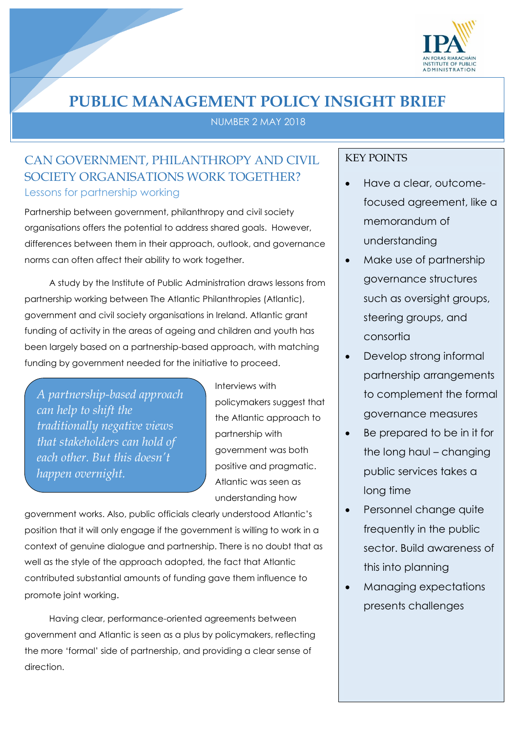# PUBLIC MANAGEMENT POLICY INSIGHT BRIEF

NUMBER 2 MAY 2018

## CAN GOVERNMENT, PHILANTHROPY AND CIVIL SOCIETY ORGANISATIONS WORK TOGETHER?

### Lessons for partnership working

Partnership between government, philanthropy and civil society organisations offers the potential to address shared goals. However, differences between them in their approach, outlook, and governance norms can often affect their ability to work together.

A study by the Institute of Public Administration draws lessons from partnership working between The Atlantic Philanthropies (Atlantic), government and civil society organisations in Ireland. Atlantic grant funding of activity in the areas of ageing and children and youth has been largely based on a partnership-based approach, with matching funding by government needed for the initiative to proceed.

> *A partnership-based approach can help to shift the traditionally negative views that stakeholders can hold of each other. But this doesn't happen overnight.*

Interviews with policymakers suggest that the Atlantic approach to partnership with government was both positive and pragmatic. Atlantic was seen as understanding how government works. Also, public officials clearly understood Atlantic's position that it will only engage if the government is willing to work in a context of genuine dialogue and partnership. There is no doubt that as well as the style of the approach adopted, the fact that Atlantic contributed substantial amounts of funding gave them influence to promote joint working.

Having clear, performance-oriented agreements between government and Atlantic is seen as a plus by policymakers, reflecting the more 'formal' side of partnership, and providing a clear sense of direction.

### KEY POINTS

- Have a clear, outcome-focused agreement, like a memorandum of understanding
- Make use of partnership governance structures such as oversight groups, steering groups, and consortia
- Develop strong informal partnership arrangements to complement the formal governance measures
- Be prepared to be in it for the long haul – changing public services takes a long time
- Personnel change quite frequently in the public sector. Build awareness of this into planning
- Managing expectations presents challenges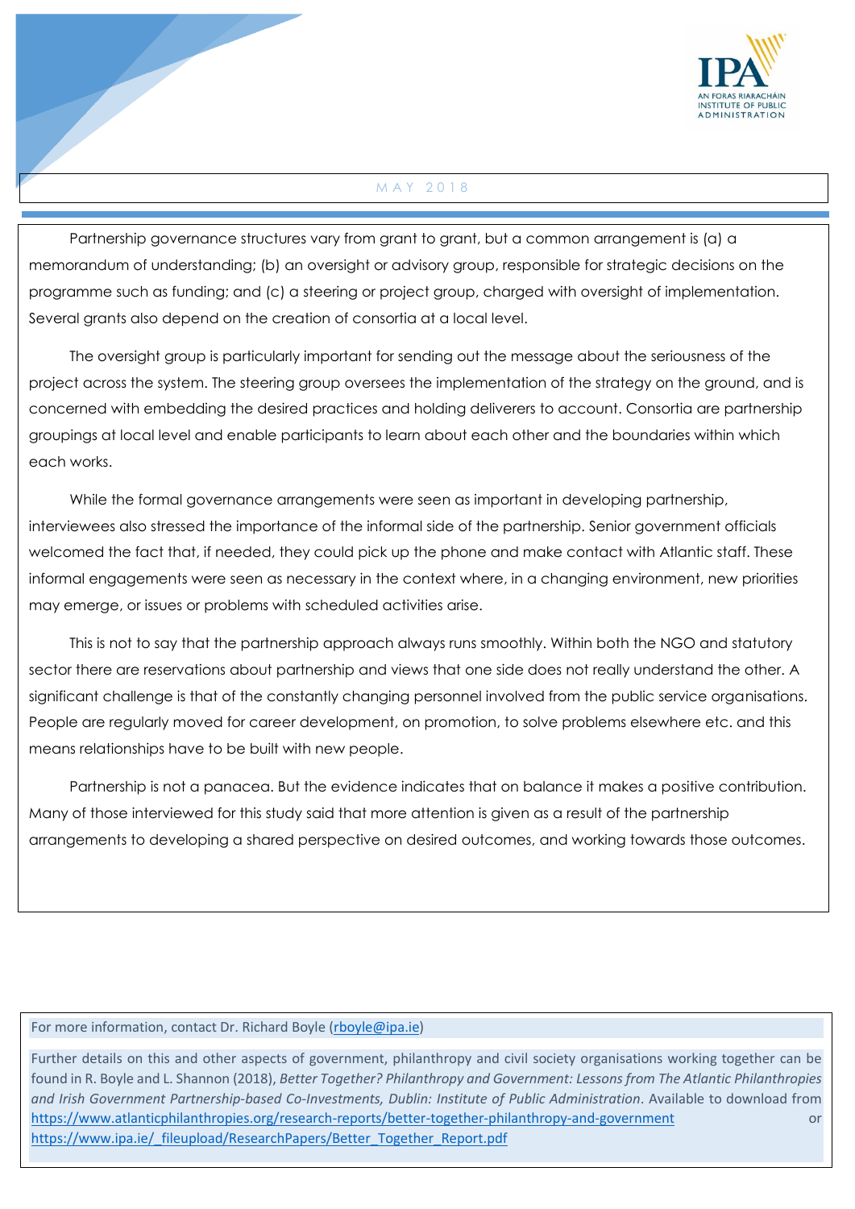MAY 2018

Partnership governance structures vary from grant to grant, but a common arrangement is (a) a memorandum of understanding; (b) an oversight or advisory group, responsible for strategic decisions on the programme such as funding; and (c) a steering or project group, charged with oversight of implementation. Several grants also depend on the creation of consortia at a local level.

The oversight group is particularly important for sending out the message about the seriousness of the project across the system. The steering group oversees the implementation of the strategy on the ground, and is concerned with embedding the desired practices and holding deliverers to account. Consortia are partnership groupings at local level and enable participants to learn about each other and the boundaries within which each works.

While the formal governance arrangements were seen as important in developing partnership, interviewees also stressed the importance of the informal side of the partnership. Senior government officials welcomed the fact that, if needed, they could pick up the phone and make contact with Atlantic staff. These informal engagements were seen as necessary in the context where, in a changing environment, new priorities may emerge, or issues or problems with scheduled activities arise.

This is not to say that the partnership approach always runs smoothly. Within both the NGO and statutory sector there are reservations about partnership and views that one side does not really understand the other. A significant challenge is that of the constantly changing personnel involved from the public service organisations. People are regularly moved for career development, on promotion, to solve problems elsewhere etc. and this means relationships have to be built with new people.

Partnership is not a panacea. But the evidence indicates that on balance it makes a positive contribution. Many of those interviewed for this study said that more attention is given as a result of the partnership arrangements to developing a shared perspective on desired outcomes, and working towards those outcomes.

For more information, contact Dr. Richard Boyle (rboyle@ipa.ie)

Further details on this and other aspects of government, philanthropy and civil society organisations working together can be found in R. Boyle and L. Shannon (2018), *Better Together? Philanthropy and Government: Lessons from The Atlantic Philanthropies and Irish Government Partnership-based Co-Investments, Dublin: Institute of Public Administration*. Available to download from https://www.atlanticphilanthropies.org/research-reports/better-together-philanthropy-and-government or https://www.ipa.ie/_fileupload/ResearchPapers/Better_Together_Report.pdf